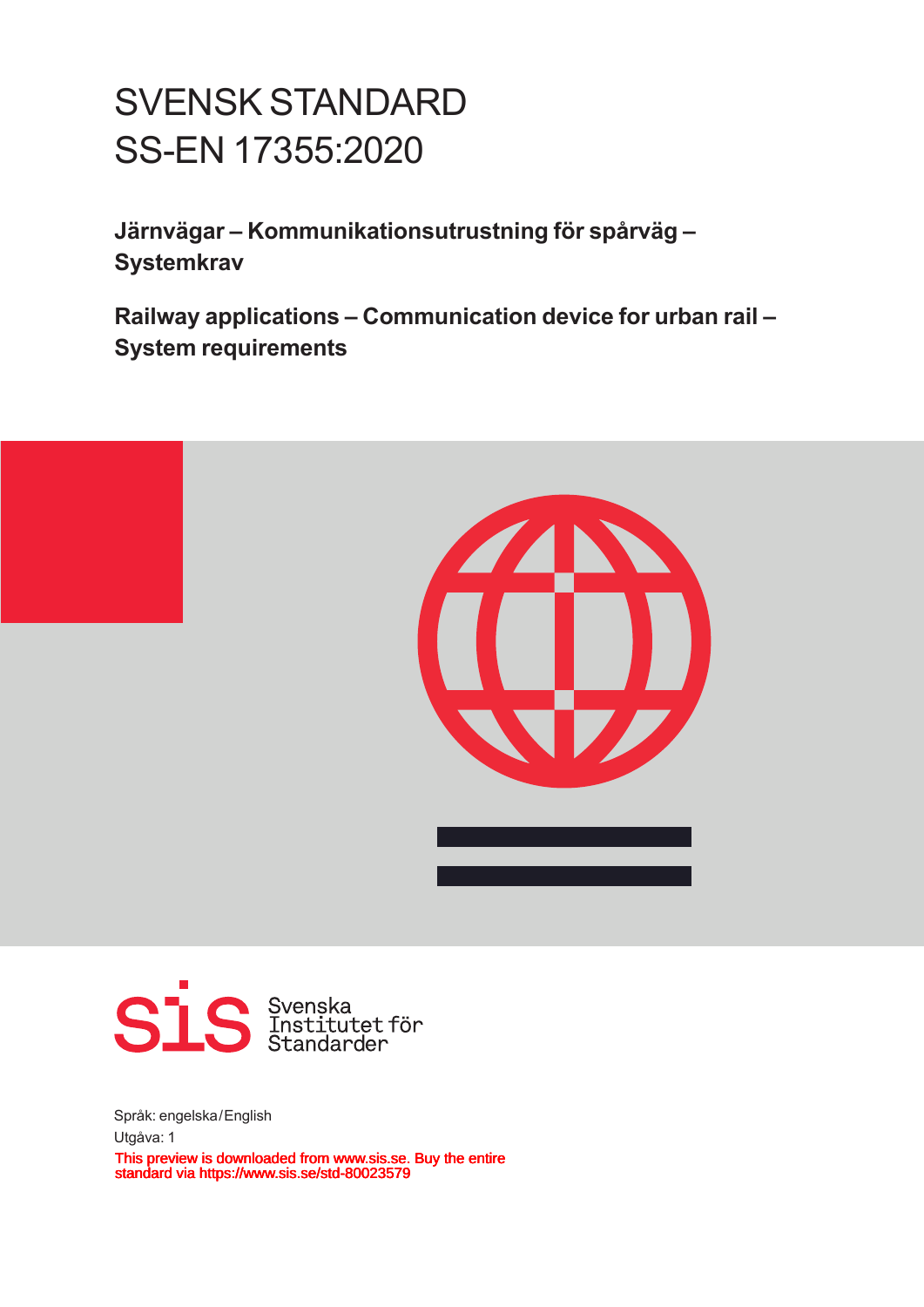# SVENSK STANDARD
# SS-EN 17355:2020

**Järnvägar – Kommunikationsutrustning för spårväg – Systemkrav**

**Railway applications – Communication device for urban rail – System requirements**

Svenska Institutet för Standarder

Språk: engelska/English

Utgåva: 1

This preview is downloaded from www.sis.se. Buy the entire standard via https://www.sis.se/std-80023579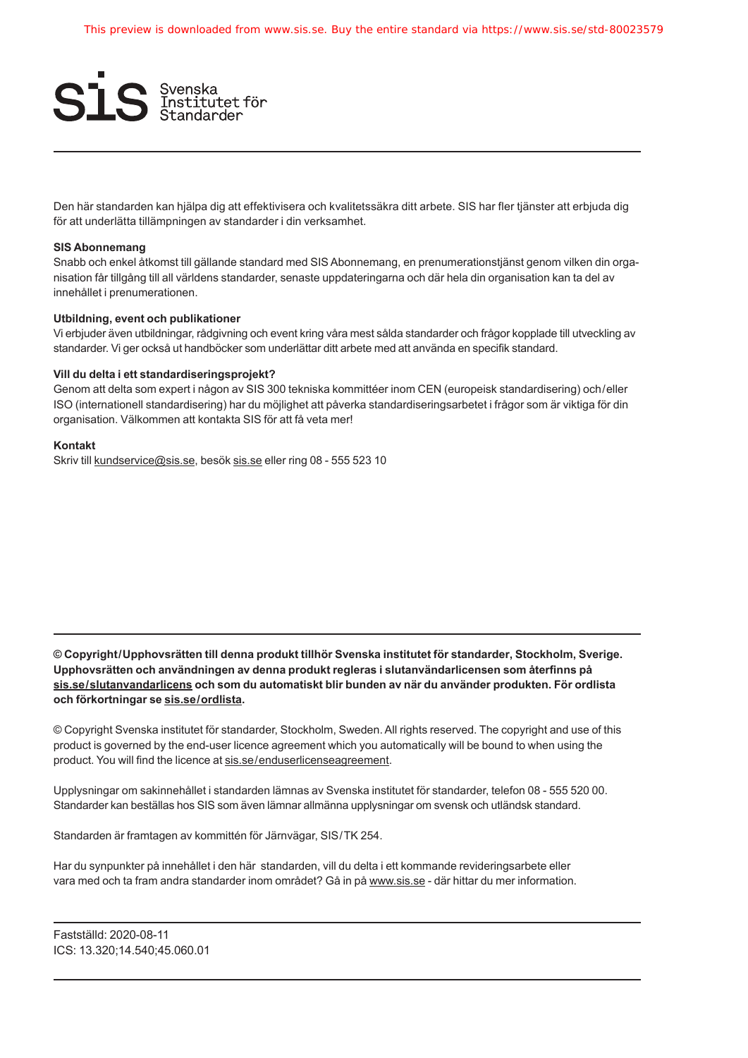Svenska Institutet för Standarder

Den här standarden kan hjälpa dig att effektivisera och kvalitetssäkra ditt arbete. SIS har fler tjänster att erbjuda dig för att underlätta tillämpningen av standarder i din verksamhet.

**SIS Abonnemang**
Snabb och enkel åtkomst till gällande standard med SIS Abonnemang, en prenumerationstjänst genom vilken din organisation får tillgång till all världens standarder, senaste uppdateringarna och där hela din organisation kan ta del av innehållet i prenumerationen.

**Utbildning, event och publikationer**
Vi erbjuder även utbildningar, rådgivning och event kring våra mest sålda standarder och frågor kopplade till utveckling av standarder. Vi ger också ut handböcker som underlättar ditt arbete med att använda en specifik standard.

**Vill du delta i ett standardiseringsprojekt?**
Genom att delta som expert i någon av SIS 300 tekniska kommittéer inom CEN (europeisk standardisering) och/eller ISO (internationell standardisering) har du möjlighet att påverka standardiseringsarbetet i frågor som är viktiga för din organisation. Välkommen att kontakta SIS för att få veta mer!

**Kontakt**
Skriv till kundservice@sis.se, besök sis.se eller ring 08 - 555 523 10

---

**© Copyright/Upphovsrätten till denna produkt tillhör Svenska institutet för standarder, Stockholm, Sverige. Upphovsrätten och användningen av denna produkt regleras i slutanvändarlicensen som återfinns på sis.se/slutanvandarlicens och som du automatiskt blir bunden av när du använder produkten. För ordlista och förkortningar se sis.se/ordlista.**

© Copyright Svenska institutet för standarder, Stockholm, Sweden. All rights reserved. The copyright and use of this product is governed by the end-user licence agreement which you automatically will be bound to when using the product. You will find the licence at sis.se/enduserlicenseagreement.

Upplysningar om sakinnehållet i standarden lämnas av Svenska institutet för standarder, telefon 08 - 555 520 00. Standarder kan beställas hos SIS som även lämnar allmänna upplysningar om svensk och utländsk standard.

Standarden är framtagen av kommittén för Järnvägar, SIS/TK 254.

Har du synpunkter på innehållet i den här standarden, vill du delta i ett kommande revideringsarbete eller vara med och ta fram andra standarder inom området? Gå in på www.sis.se - där hittar du mer information.

---

Fastställd: 2020-08-11
ICS: 13.320;14.540;45.060.01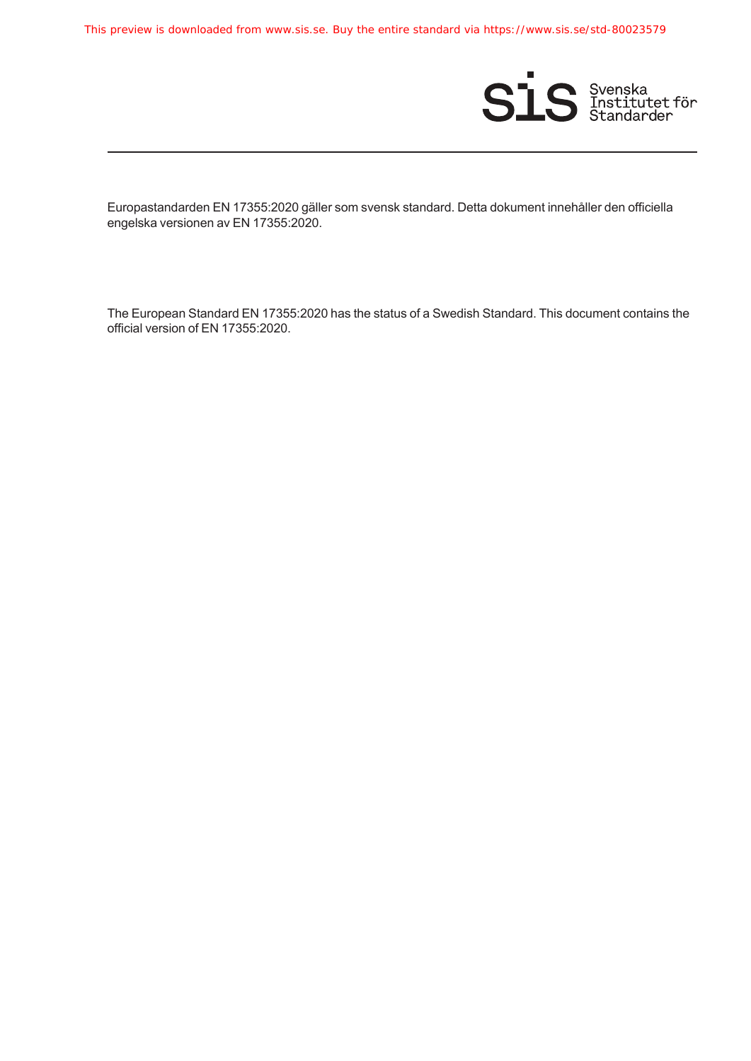Europastandarden EN 17355:2020 gäller som svensk standard. Detta dokument innehåller den officiella engelska versionen av EN 17355:2020.

The European Standard EN 17355:2020 has the status of a Swedish Standard. This document contains the official version of EN 17355:2020.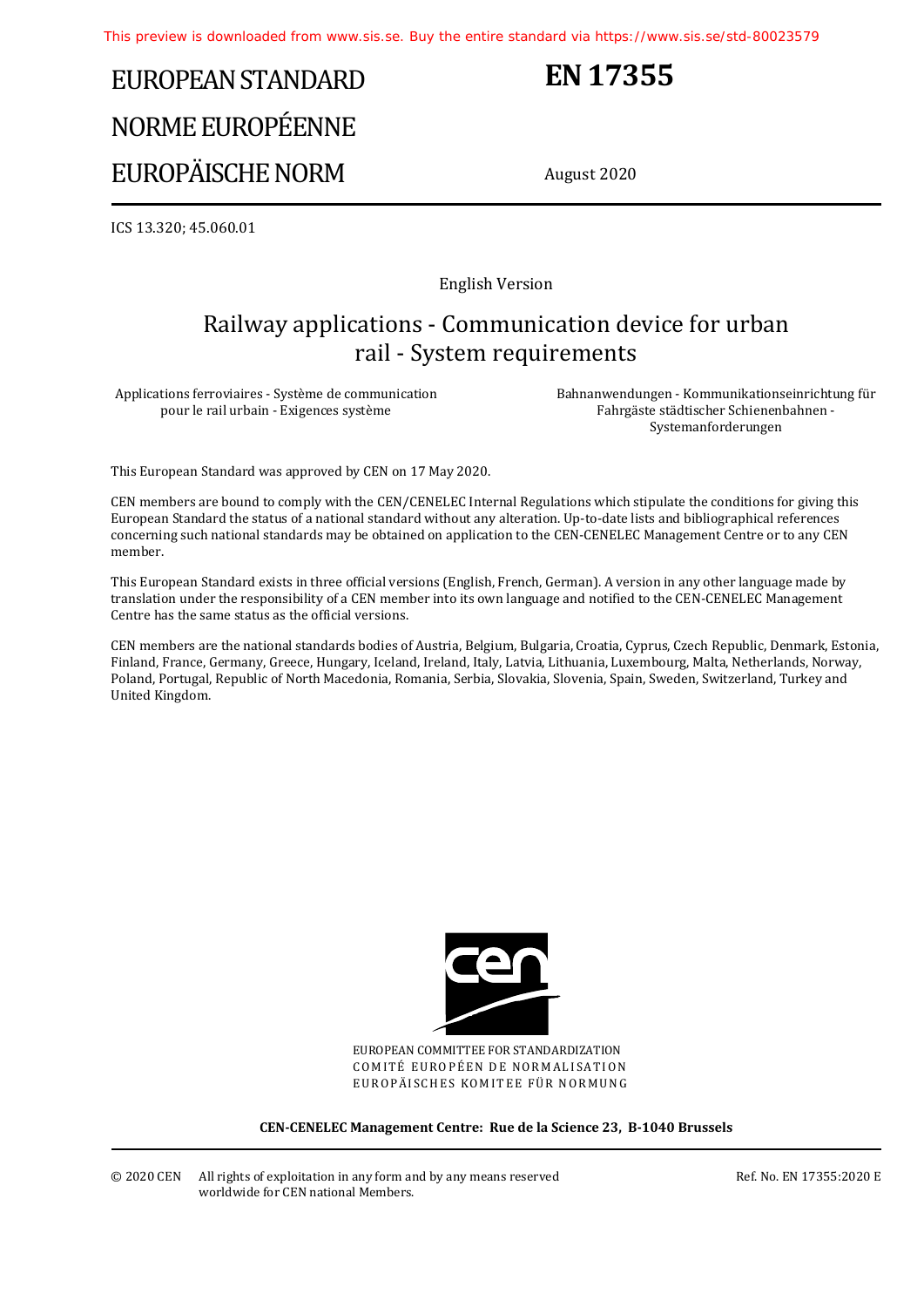This preview is downloaded from www.sis.se. Buy the entire standard via https://www.sis.se/std-80023579

# EUROPEAN STANDARD
# NORME EUROPÉENNE
# EUROPÄISCHE NORM

# EN 17355

August 2020

ICS 13.320; 45.060.01

English Version

## Railway applications - Communication device for urban rail - System requirements

Applications ferroviaires - Système de communication pour le rail urbain - Exigences système

Bahnanwendungen - Kommunikationseinrichtung für Fahrgäste städtischer Schienenbahnen - Systemanforderungen

This European Standard was approved by CEN on 17 May 2020.

CEN members are bound to comply with the CEN/CENELEC Internal Regulations which stipulate the conditions for giving this European Standard the status of a national standard without any alteration. Up-to-date lists and bibliographical references concerning such national standards may be obtained on application to the CEN-CENELEC Management Centre or to any CEN member.

This European Standard exists in three official versions (English, French, German). A version in any other language made by translation under the responsibility of a CEN member into its own language and notified to the CEN-CENELEC Management Centre has the same status as the official versions.

CEN members are the national standards bodies of Austria, Belgium, Bulgaria, Croatia, Cyprus, Czech Republic, Denmark, Estonia, Finland, France, Germany, Greece, Hungary, Iceland, Ireland, Italy, Latvia, Lithuania, Luxembourg, Malta, Netherlands, Norway, Poland, Portugal, Republic of North Macedonia, Romania, Serbia, Slovakia, Slovenia, Spain, Sweden, Switzerland, Turkey and United Kingdom.

EUROPEAN COMMITTEE FOR STANDARDIZATION
COMITÉ EUROPÉEN DE NORMALISATION
EUROPÄISCHES KOMITEE FÜR NORMUNG

**CEN-CENELEC Management Centre: Rue de la Science 23, B-1040 Brussels**

© 2020 CEN All rights of exploitation in any form and by any means reserved worldwide for CEN national Members.

Ref. No. EN 17355:2020 E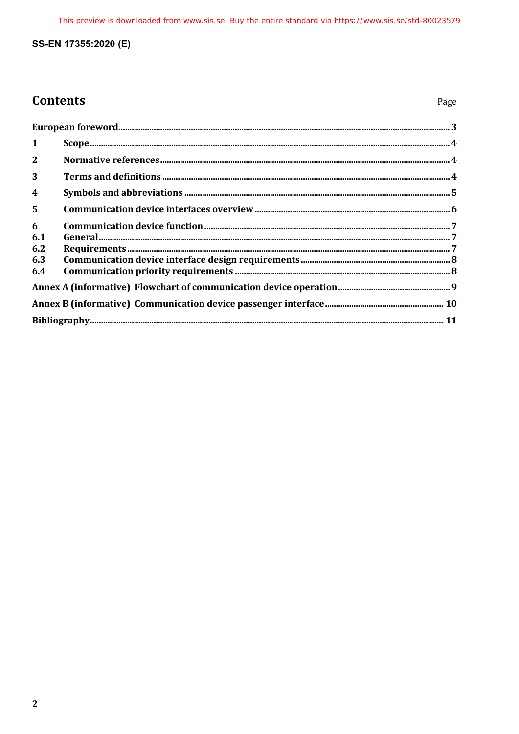# Contents

| | | Page |
|---|---|---|
| European foreword | | 3 |
| 1 | Scope | 4 |
| 2 | Normative references | 4 |
| 3 | Terms and definitions | 4 |
| 4 | Symbols and abbreviations | 5 |
| 5 | Communication device interfaces overview | 6 |
| 6 | Communication device function | 7 |
| 6.1 | General | 7 |
| 6.2 | Requirements | 7 |
| 6.3 | Communication device interface design requirements | 8 |
| 6.4 | Communication priority requirements | 8 |
| Annex A (informative) | Flowchart of communication device operation | 9 |
| Annex B (informative) | Communication device passenger interface | 10 |
| Bibliography | | 11 |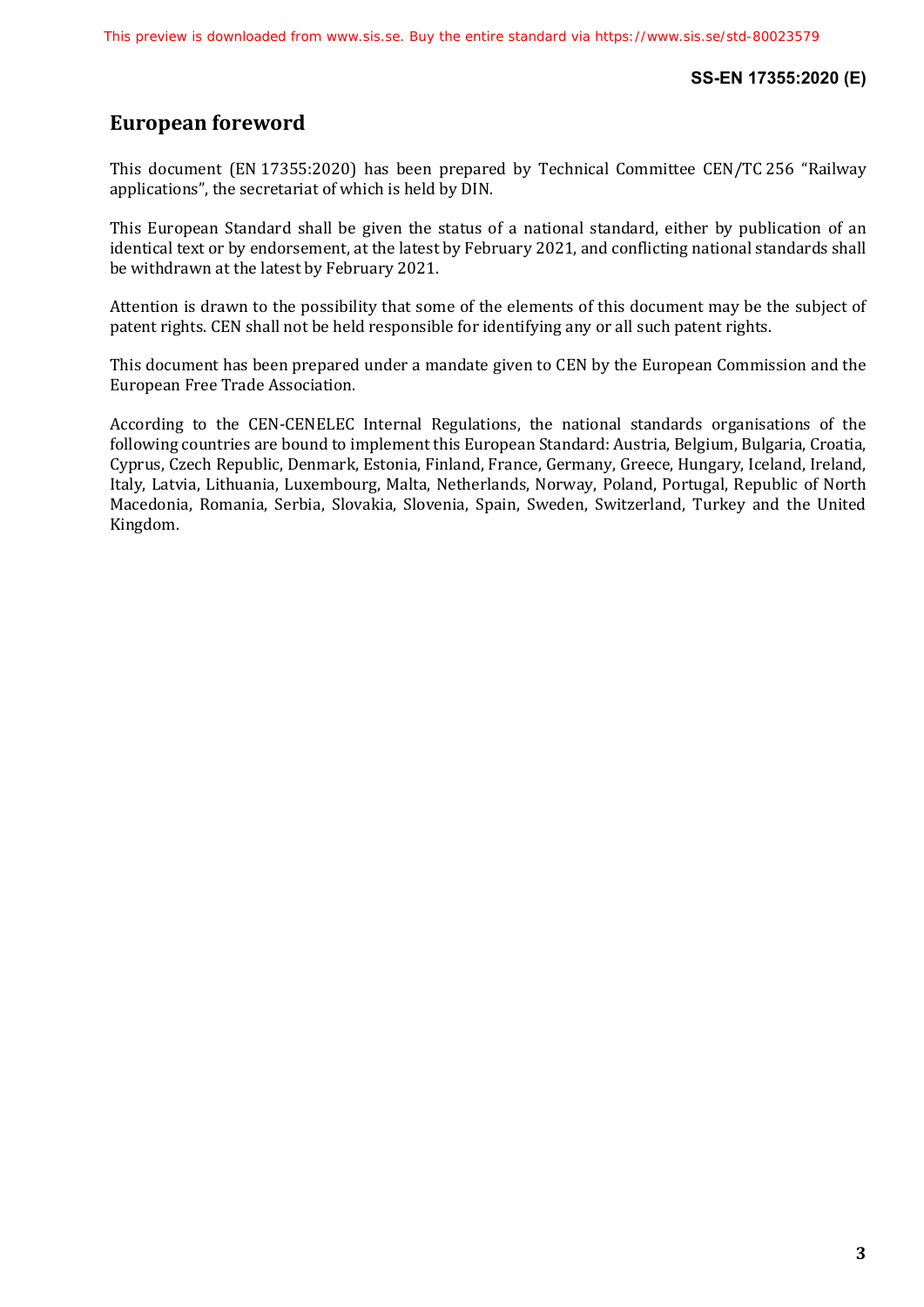## European foreword

This document (EN 17355:2020) has been prepared by Technical Committee CEN/TC 256 "Railway applications", the secretariat of which is held by DIN.

This European Standard shall be given the status of a national standard, either by publication of an identical text or by endorsement, at the latest by February 2021, and conflicting national standards shall be withdrawn at the latest by February 2021.

Attention is drawn to the possibility that some of the elements of this document may be the subject of patent rights. CEN shall not be held responsible for identifying any or all such patent rights.

This document has been prepared under a mandate given to CEN by the European Commission and the European Free Trade Association.

According to the CEN-CENELEC Internal Regulations, the national standards organisations of the following countries are bound to implement this European Standard: Austria, Belgium, Bulgaria, Croatia, Cyprus, Czech Republic, Denmark, Estonia, Finland, France, Germany, Greece, Hungary, Iceland, Ireland, Italy, Latvia, Lithuania, Luxembourg, Malta, Netherlands, Norway, Poland, Portugal, Republic of North Macedonia, Romania, Serbia, Slovakia, Slovenia, Spain, Sweden, Switzerland, Turkey and the United Kingdom.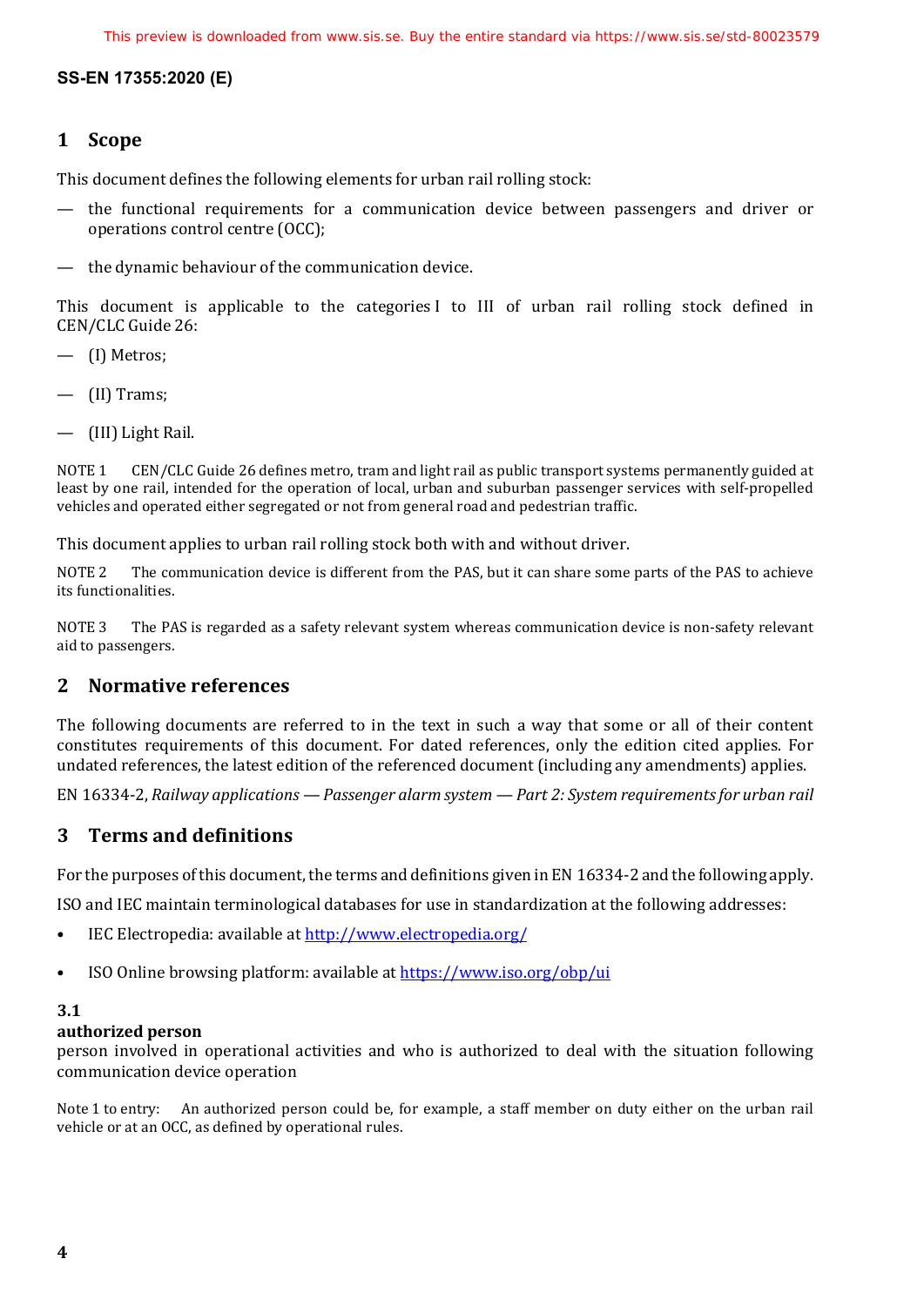# 1 Scope

This document defines the following elements for urban rail rolling stock:

— the functional requirements for a communication device between passengers and driver or operations control centre (OCC);

— the dynamic behaviour of the communication device.

This document is applicable to the categories I to III of urban rail rolling stock defined in CEN/CLC Guide 26:

— (I) Metros;

— (II) Trams;

— (III) Light Rail.

NOTE 1 CEN/CLC Guide 26 defines metro, tram and light rail as public transport systems permanently guided at least by one rail, intended for the operation of local, urban and suburban passenger services with self-propelled vehicles and operated either segregated or not from general road and pedestrian traffic.

This document applies to urban rail rolling stock both with and without driver.

NOTE 2 The communication device is different from the PAS, but it can share some parts of the PAS to achieve its functionalities.

NOTE 3 The PAS is regarded as a safety relevant system whereas communication device is non-safety relevant aid to passengers.

# 2 Normative references

The following documents are referred to in the text in such a way that some or all of their content constitutes requirements of this document. For dated references, only the edition cited applies. For undated references, the latest edition of the referenced document (including any amendments) applies.

EN 16334-2, *Railway applications — Passenger alarm system — Part 2: System requirements for urban rail*

# 3 Terms and definitions

For the purposes of this document, the terms and definitions given in EN 16334-2 and the following apply.

ISO and IEC maintain terminological databases for use in standardization at the following addresses:

- IEC Electropedia: available at http://www.electropedia.org/
- ISO Online browsing platform: available at https://www.iso.org/obp/ui

### 3.1
**authorized person**
person involved in operational activities and who is authorized to deal with the situation following communication device operation

Note 1 to entry: An authorized person could be, for example, a staff member on duty either on the urban rail vehicle or at an OCC, as defined by operational rules.